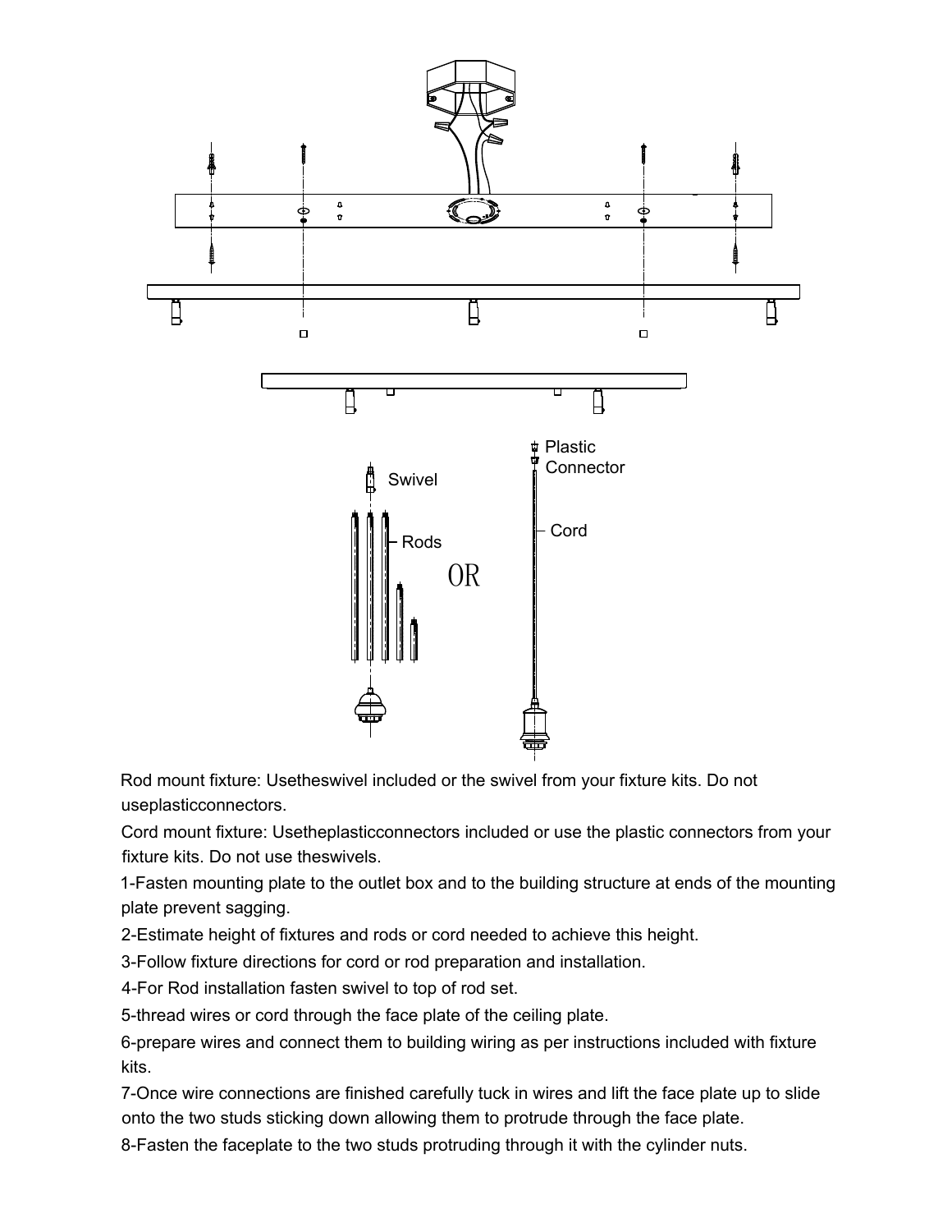Swivel

Rods

OR

Plastic Connector

Cord

Rod mount fixture: Usetheswivel included or the swivel from your fixture kits. Do not useplasticconnectors.

Cord mount fixture: Usetheplasticconnectors included or use the plastic connectors from your fixture kits. Do not use theswivels.

1-Fasten mounting plate to the outlet box and to the building structure at ends of the mounting plate prevent sagging.

2-Estimate height of fixtures and rods or cord needed to achieve this height.

3-Follow fixture directions for cord or rod preparation and installation.

4-For Rod installation fasten swivel to top of rod set.

5-thread wires or cord through the face plate of the ceiling plate.

6-prepare wires and connect them to building wiring as per instructions included with fixture kits.

7-Once wire connections are finished carefully tuck in wires and lift the face plate up to slide onto the two studs sticking down allowing them to protrude through the face plate.

8-Fasten the faceplate to the two studs protruding through it with the cylinder nuts.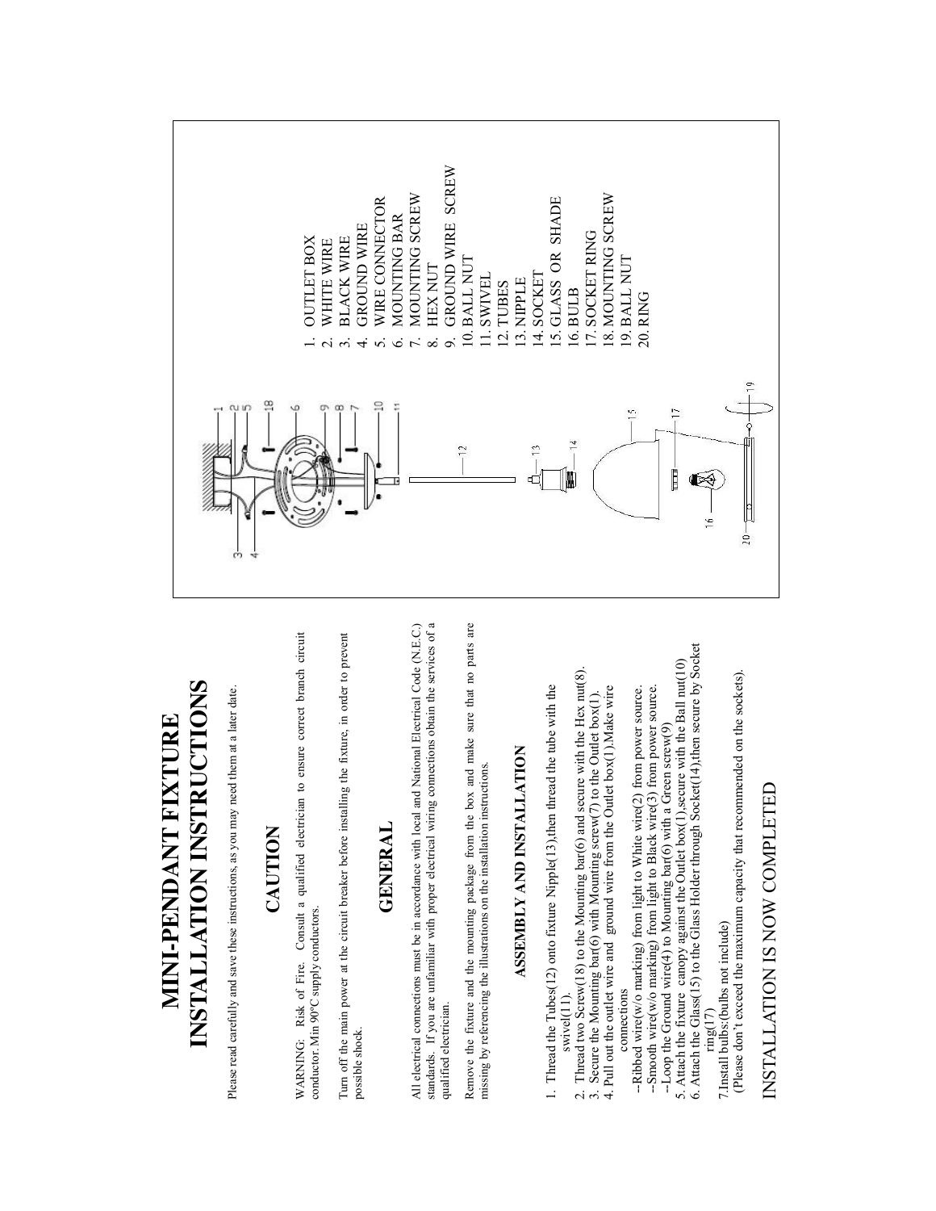# MINI-PENDANT FIXTURE
# INSTALLATION INSTRUCTIONS

Please read carefully and save these instructions, as you may need them at a later date.

## CAUTION

WARNING: Risk of Fire. Consult a qualified electrician to ensure correct branch circuit conductor. Min 90°C supply conductors.

Turn off the main power at the circuit breaker before installing the fixture, in order to prevent possible shock.

## GENERAL

All electrical connections must be in accordance with local and National Electrical Code (N.E.C.) standards. If you are unfamiliar with proper electrical wiring connections obtain the services of a qualified electrician.

Remove the fixture and the mounting package from the box and make sure that no parts are missing by referencing the illustrations on the installation instructions.

### ASSEMBLY AND INSTALLATION

1. Thread the Tubes(12) onto fixture Nipple(13),then thread the tube with the swivel(11).
2. Thread two Screw(18) to the Mounting bar(6) and secure with the Hex nut(8).
3. Secure the Mounting bar(6) with Mounting screw(7) to the Outlet box(1).
4. Pull out the outlet wire and ground wire from the Outlet box(1).Make wire connections

--Ribbed wire(w/o marking) from light to White wire(2) from power source.
--Smooth wire(w/o marking) from light to Black wire(3) from power source.
--Loop the Ground wire(4) to Mounting bar(6) with a Green screw(9)

5. Attach the fixture canopy against the Outlet box(1),secure with the Ball nut(10)
6. Attach the Glass(15) to the Glass Holder through Socket(14),then secure by Socket ring(17)
7. Install bulbs:(bulbs not include)
   (Please don't exceed the maximum capacity that recommended on the sockets).

INSTALLATION IS NOW COMPLETED

1. OUTLET BOX
2. WHITE WIRE
3. BLACK WIRE
4. GROUND WIRE
5. WIRE CONNECTOR
6. MOUNTING BAR
7. MOUNTING SCREW
8. HEX NUT
9. GROUND WIRE SCREW
10. BALL NUT
11. SWIVEL
12. TUBES
13. NIPPLE
14. SOCKET
15. GLASS OR SHADE
16. BULB
17. SOCKET RING
18. MOUNTING SCREW
19. BALL NUT
20. RING